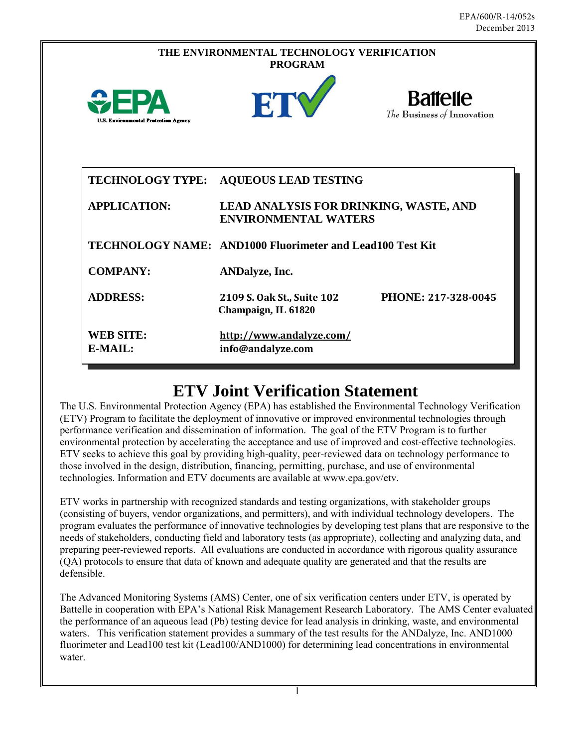EPA/600/R-14/052s
December 2013

**THE ENVIRONMENTAL TECHNOLOGY VERIFICATION PROGRAM**

| | |
|---|---|
| **TECHNOLOGY TYPE:** | **AQUEOUS LEAD TESTING** |
| **APPLICATION:** | **LEAD ANALYSIS FOR DRINKING, WASTE, AND ENVIRONMENTAL WATERS** |
| **TECHNOLOGY NAME:** | **AND1000 Fluorimeter and Lead100 Test Kit** |
| **COMPANY:** | **ANDalyze, Inc.** |
| **ADDRESS:** | **2109 S. Oak St., Suite 102 Champaign, IL 61820** — **PHONE: 217-328-0045** |
| **WEB SITE:** | **http://www.andalyze.com/** |
| **E-MAIL:** | **info@andalyze.com** |

# ETV Joint Verification Statement

The U.S. Environmental Protection Agency (EPA) has established the Environmental Technology Verification (ETV) Program to facilitate the deployment of innovative or improved environmental technologies through performance verification and dissemination of information. The goal of the ETV Program is to further environmental protection by accelerating the acceptance and use of improved and cost-effective technologies. ETV seeks to achieve this goal by providing high-quality, peer-reviewed data on technology performance to those involved in the design, distribution, financing, permitting, purchase, and use of environmental technologies. Information and ETV documents are available at www.epa.gov/etv.

ETV works in partnership with recognized standards and testing organizations, with stakeholder groups (consisting of buyers, vendor organizations, and permitters), and with individual technology developers. The program evaluates the performance of innovative technologies by developing test plans that are responsive to the needs of stakeholders, conducting field and laboratory tests (as appropriate), collecting and analyzing data, and preparing peer-reviewed reports. All evaluations are conducted in accordance with rigorous quality assurance (QA) protocols to ensure that data of known and adequate quality are generated and that the results are defensible.

The Advanced Monitoring Systems (AMS) Center, one of six verification centers under ETV, is operated by Battelle in cooperation with EPA's National Risk Management Research Laboratory. The AMS Center evaluated the performance of an aqueous lead (Pb) testing device for lead analysis in drinking, waste, and environmental waters. This verification statement provides a summary of the test results for the ANDalyze, Inc. AND1000 fluorimeter and Lead100 test kit (Lead100/AND1000) for determining lead concentrations in environmental water.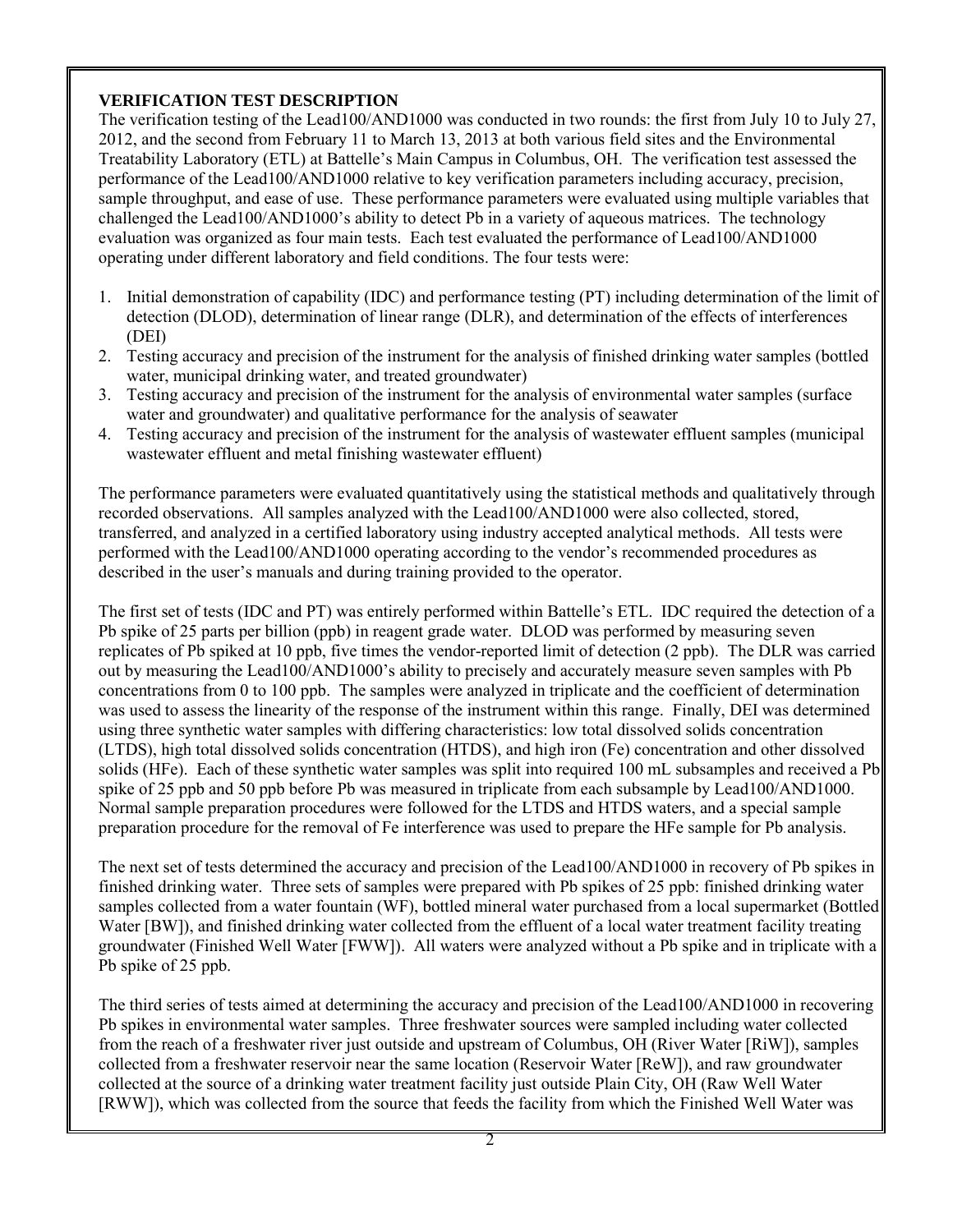**VERIFICATION TEST DESCRIPTION**

The verification testing of the Lead100/AND1000 was conducted in two rounds: the first from July 10 to July 27, 2012, and the second from February 11 to March 13, 2013 at both various field sites and the Environmental Treatability Laboratory (ETL) at Battelle's Main Campus in Columbus, OH. The verification test assessed the performance of the Lead100/AND1000 relative to key verification parameters including accuracy, precision, sample throughput, and ease of use. These performance parameters were evaluated using multiple variables that challenged the Lead100/AND1000's ability to detect Pb in a variety of aqueous matrices. The technology evaluation was organized as four main tests. Each test evaluated the performance of Lead100/AND1000 operating under different laboratory and field conditions. The four tests were:

1. Initial demonstration of capability (IDC) and performance testing (PT) including determination of the limit of detection (DLOD), determination of linear range (DLR), and determination of the effects of interferences (DEI)
2. Testing accuracy and precision of the instrument for the analysis of finished drinking water samples (bottled water, municipal drinking water, and treated groundwater)
3. Testing accuracy and precision of the instrument for the analysis of environmental water samples (surface water and groundwater) and qualitative performance for the analysis of seawater
4. Testing accuracy and precision of the instrument for the analysis of wastewater effluent samples (municipal wastewater effluent and metal finishing wastewater effluent)

The performance parameters were evaluated quantitatively using the statistical methods and qualitatively through recorded observations. All samples analyzed with the Lead100/AND1000 were also collected, stored, transferred, and analyzed in a certified laboratory using industry accepted analytical methods. All tests were performed with the Lead100/AND1000 operating according to the vendor's recommended procedures as described in the user's manuals and during training provided to the operator.

The first set of tests (IDC and PT) was entirely performed within Battelle's ETL. IDC required the detection of a Pb spike of 25 parts per billion (ppb) in reagent grade water. DLOD was performed by measuring seven replicates of Pb spiked at 10 ppb, five times the vendor-reported limit of detection (2 ppb). The DLR was carried out by measuring the Lead100/AND1000's ability to precisely and accurately measure seven samples with Pb concentrations from 0 to 100 ppb. The samples were analyzed in triplicate and the coefficient of determination was used to assess the linearity of the response of the instrument within this range. Finally, DEI was determined using three synthetic water samples with differing characteristics: low total dissolved solids concentration (LTDS), high total dissolved solids concentration (HTDS), and high iron (Fe) concentration and other dissolved solids (HFe). Each of these synthetic water samples was split into required 100 mL subsamples and received a Pb spike of 25 ppb and 50 ppb before Pb was measured in triplicate from each subsample by Lead100/AND1000. Normal sample preparation procedures were followed for the LTDS and HTDS waters, and a special sample preparation procedure for the removal of Fe interference was used to prepare the HFe sample for Pb analysis.

The next set of tests determined the accuracy and precision of the Lead100/AND1000 in recovery of Pb spikes in finished drinking water. Three sets of samples were prepared with Pb spikes of 25 ppb: finished drinking water samples collected from a water fountain (WF), bottled mineral water purchased from a local supermarket (Bottled Water [BW]), and finished drinking water collected from the effluent of a local water treatment facility treating groundwater (Finished Well Water [FWW]). All waters were analyzed without a Pb spike and in triplicate with a Pb spike of 25 ppb.

The third series of tests aimed at determining the accuracy and precision of the Lead100/AND1000 in recovering Pb spikes in environmental water samples. Three freshwater sources were sampled including water collected from the reach of a freshwater river just outside and upstream of Columbus, OH (River Water [RiW]), samples collected from a freshwater reservoir near the same location (Reservoir Water [ReW]), and raw groundwater collected at the source of a drinking water treatment facility just outside Plain City, OH (Raw Well Water [RWW]), which was collected from the source that feeds the facility from which the Finished Well Water was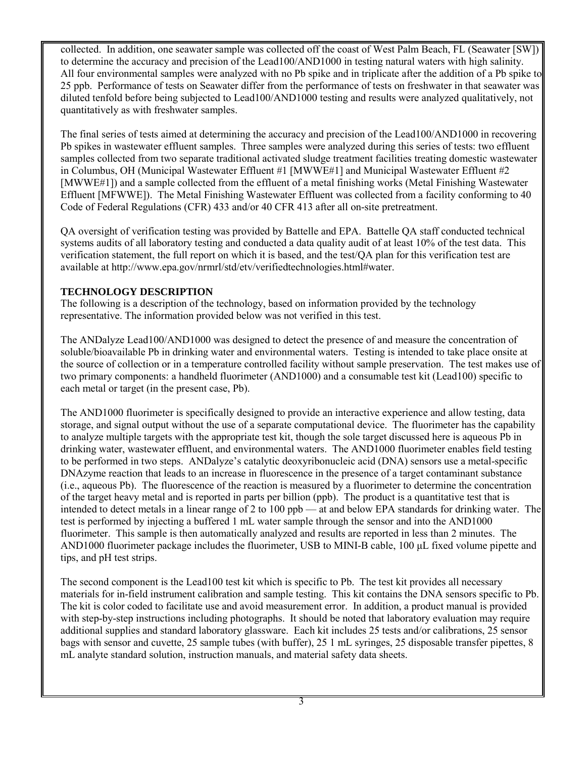collected. In addition, one seawater sample was collected off the coast of West Palm Beach, FL (Seawater [SW]) to determine the accuracy and precision of the Lead100/AND1000 in testing natural waters with high salinity. All four environmental samples were analyzed with no Pb spike and in triplicate after the addition of a Pb spike to 25 ppb. Performance of tests on Seawater differ from the performance of tests on freshwater in that seawater was diluted tenfold before being subjected to Lead100/AND1000 testing and results were analyzed qualitatively, not quantitatively as with freshwater samples.

The final series of tests aimed at determining the accuracy and precision of the Lead100/AND1000 in recovering Pb spikes in wastewater effluent samples. Three samples were analyzed during this series of tests: two effluent samples collected from two separate traditional activated sludge treatment facilities treating domestic wastewater in Columbus, OH (Municipal Wastewater Effluent #1 [MWWE#1] and Municipal Wastewater Effluent #2 [MWWE#1]) and a sample collected from the effluent of a metal finishing works (Metal Finishing Wastewater Effluent [MFWWE]). The Metal Finishing Wastewater Effluent was collected from a facility conforming to 40 Code of Federal Regulations (CFR) 433 and/or 40 CFR 413 after all on-site pretreatment.

QA oversight of verification testing was provided by Battelle and EPA. Battelle QA staff conducted technical systems audits of all laboratory testing and conducted a data quality audit of at least 10% of the test data. This verification statement, the full report on which it is based, and the test/QA plan for this verification test are available at http://www.epa.gov/nrmrl/std/etv/verifiedtechnologies.html#water.

**TECHNOLOGY DESCRIPTION**

The following is a description of the technology, based on information provided by the technology representative. The information provided below was not verified in this test.

The ANDalyze Lead100/AND1000 was designed to detect the presence of and measure the concentration of soluble/bioavailable Pb in drinking water and environmental waters. Testing is intended to take place onsite at the source of collection or in a temperature controlled facility without sample preservation. The test makes use of two primary components: a handheld fluorimeter (AND1000) and a consumable test kit (Lead100) specific to each metal or target (in the present case, Pb).

The AND1000 fluorimeter is specifically designed to provide an interactive experience and allow testing, data storage, and signal output without the use of a separate computational device. The fluorimeter has the capability to analyze multiple targets with the appropriate test kit, though the sole target discussed here is aqueous Pb in drinking water, wastewater effluent, and environmental waters. The AND1000 fluorimeter enables field testing to be performed in two steps. ANDalyze's catalytic deoxyribonucleic acid (DNA) sensors use a metal-specific DNAzyme reaction that leads to an increase in fluorescence in the presence of a target contaminant substance (i.e., aqueous Pb). The fluorescence of the reaction is measured by a fluorimeter to determine the concentration of the target heavy metal and is reported in parts per billion (ppb). The product is a quantitative test that is intended to detect metals in a linear range of 2 to 100 ppb — at and below EPA standards for drinking water. The test is performed by injecting a buffered 1 mL water sample through the sensor and into the AND1000 fluorimeter. This sample is then automatically analyzed and results are reported in less than 2 minutes. The AND1000 fluorimeter package includes the fluorimeter, USB to MINI-B cable, 100 µL fixed volume pipette and tips, and pH test strips.

The second component is the Lead100 test kit which is specific to Pb. The test kit provides all necessary materials for in-field instrument calibration and sample testing. This kit contains the DNA sensors specific to Pb. The kit is color coded to facilitate use and avoid measurement error. In addition, a product manual is provided with step-by-step instructions including photographs. It should be noted that laboratory evaluation may require additional supplies and standard laboratory glassware. Each kit includes 25 tests and/or calibrations, 25 sensor bags with sensor and cuvette, 25 sample tubes (with buffer), 25 1 mL syringes, 25 disposable transfer pipettes, 8 mL analyte standard solution, instruction manuals, and material safety data sheets.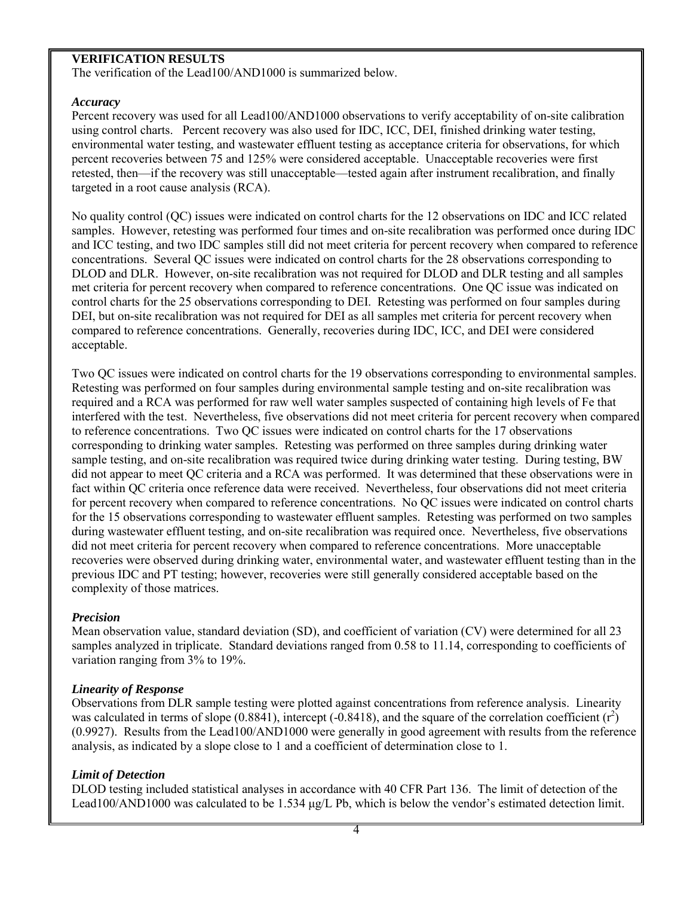## VERIFICATION RESULTS

The verification of the Lead100/AND1000 is summarized below.

### *Accuracy*

Percent recovery was used for all Lead100/AND1000 observations to verify acceptability of on-site calibration using control charts. Percent recovery was also used for IDC, ICC, DEI, finished drinking water testing, environmental water testing, and wastewater effluent testing as acceptance criteria for observations, for which percent recoveries between 75 and 125% were considered acceptable. Unacceptable recoveries were first retested, then—if the recovery was still unacceptable—tested again after instrument recalibration, and finally targeted in a root cause analysis (RCA).

No quality control (QC) issues were indicated on control charts for the 12 observations on IDC and ICC related samples. However, retesting was performed four times and on-site recalibration was performed once during IDC and ICC testing, and two IDC samples still did not meet criteria for percent recovery when compared to reference concentrations. Several QC issues were indicated on control charts for the 28 observations corresponding to DLOD and DLR. However, on-site recalibration was not required for DLOD and DLR testing and all samples met criteria for percent recovery when compared to reference concentrations. One QC issue was indicated on control charts for the 25 observations corresponding to DEI. Retesting was performed on four samples during DEI, but on-site recalibration was not required for DEI as all samples met criteria for percent recovery when compared to reference concentrations. Generally, recoveries during IDC, ICC, and DEI were considered acceptable.

Two QC issues were indicated on control charts for the 19 observations corresponding to environmental samples. Retesting was performed on four samples during environmental sample testing and on-site recalibration was required and a RCA was performed for raw well water samples suspected of containing high levels of Fe that interfered with the test. Nevertheless, five observations did not meet criteria for percent recovery when compared to reference concentrations. Two QC issues were indicated on control charts for the 17 observations corresponding to drinking water samples. Retesting was performed on three samples during drinking water sample testing, and on-site recalibration was required twice during drinking water testing. During testing, BW did not appear to meet QC criteria and a RCA was performed. It was determined that these observations were in fact within QC criteria once reference data were received. Nevertheless, four observations did not meet criteria for percent recovery when compared to reference concentrations. No QC issues were indicated on control charts for the 15 observations corresponding to wastewater effluent samples. Retesting was performed on two samples during wastewater effluent testing, and on-site recalibration was required once. Nevertheless, five observations did not meet criteria for percent recovery when compared to reference concentrations. More unacceptable recoveries were observed during drinking water, environmental water, and wastewater effluent testing than in the previous IDC and PT testing; however, recoveries were still generally considered acceptable based on the complexity of those matrices.

### *Precision*

Mean observation value, standard deviation (SD), and coefficient of variation (CV) were determined for all 23 samples analyzed in triplicate. Standard deviations ranged from 0.58 to 11.14, corresponding to coefficients of variation ranging from 3% to 19%.

### *Linearity of Response*

Observations from DLR sample testing were plotted against concentrations from reference analysis. Linearity was calculated in terms of slope (0.8841), intercept (-0.8418), and the square of the correlation coefficient ($r^2$) (0.9927). Results from the Lead100/AND1000 were generally in good agreement with results from the reference analysis, as indicated by a slope close to 1 and a coefficient of determination close to 1.

### *Limit of Detection*

DLOD testing included statistical analyses in accordance with 40 CFR Part 136. The limit of detection of the Lead100/AND1000 was calculated to be 1.534 µg/L Pb, which is below the vendor's estimated detection limit.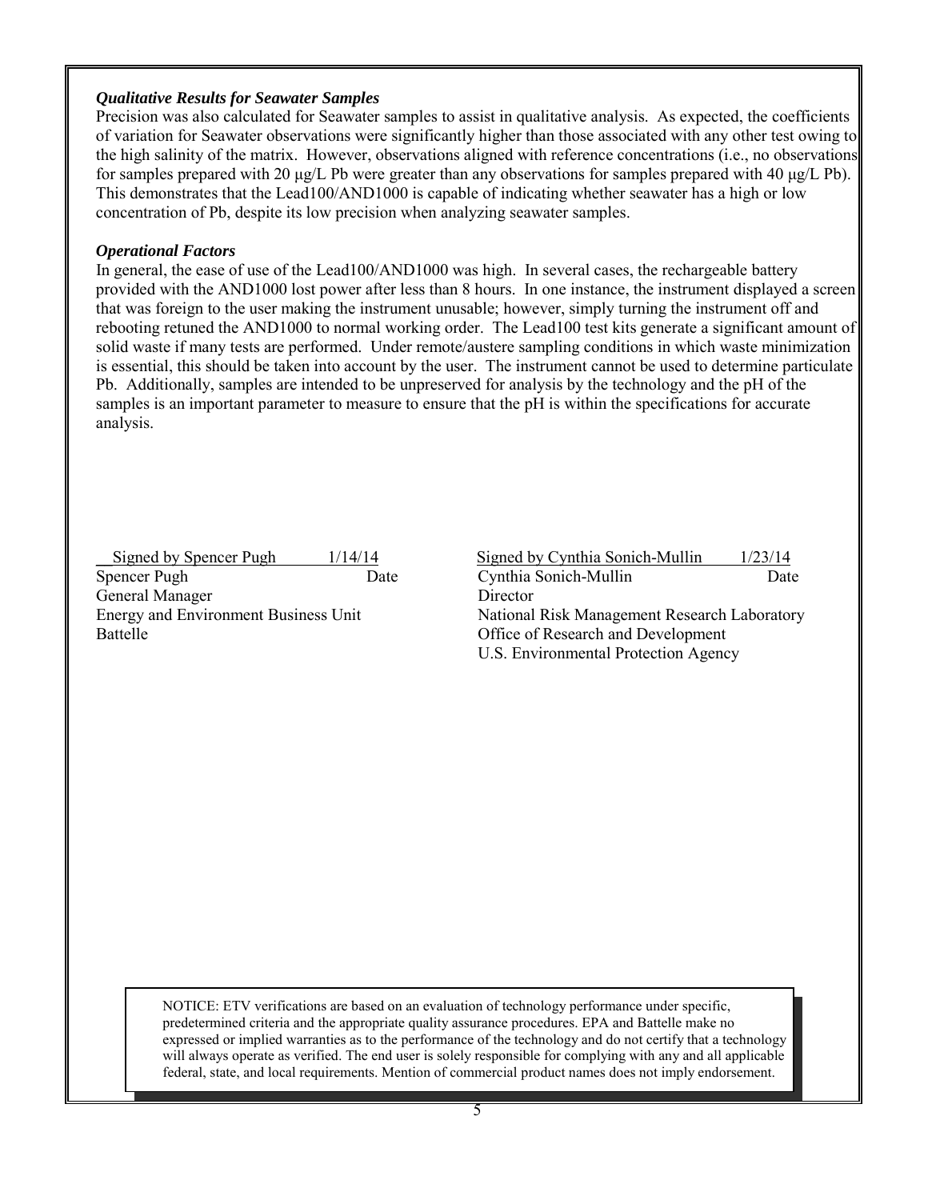### *Qualitative Results for Seawater Samples*

Precision was also calculated for Seawater samples to assist in qualitative analysis. As expected, the coefficients of variation for Seawater observations were significantly higher than those associated with any other test owing to the high salinity of the matrix. However, observations aligned with reference concentrations (i.e., no observations for samples prepared with 20 µg/L Pb were greater than any observations for samples prepared with 40 µg/L Pb). This demonstrates that the Lead100/AND1000 is capable of indicating whether seawater has a high or low concentration of Pb, despite its low precision when analyzing seawater samples.

### *Operational Factors*

In general, the ease of use of the Lead100/AND1000 was high. In several cases, the rechargeable battery provided with the AND1000 lost power after less than 8 hours. In one instance, the instrument displayed a screen that was foreign to the user making the instrument unusable; however, simply turning the instrument off and rebooting retuned the AND1000 to normal working order. The Lead100 test kits generate a significant amount of solid waste if many tests are performed. Under remote/austere sampling conditions in which waste minimization is essential, this should be taken into account by the user. The instrument cannot be used to determine particulate Pb. Additionally, samples are intended to be unpreserved for analysis by the technology and the pH of the samples is an important parameter to measure to ensure that the pH is within the specifications for accurate analysis.

Signed by Spencer Pugh 1/14/14
Spencer Pugh Date
General Manager
Energy and Environment Business Unit
Battelle

Signed by Cynthia Sonich-Mullin 1/23/14
Cynthia Sonich-Mullin Date
Director
National Risk Management Research Laboratory
Office of Research and Development
U.S. Environmental Protection Agency

NOTICE: ETV verifications are based on an evaluation of technology performance under specific, predetermined criteria and the appropriate quality assurance procedures. EPA and Battelle make no expressed or implied warranties as to the performance of the technology and do not certify that a technology will always operate as verified. The end user is solely responsible for complying with any and all applicable federal, state, and local requirements. Mention of commercial product names does not imply endorsement.